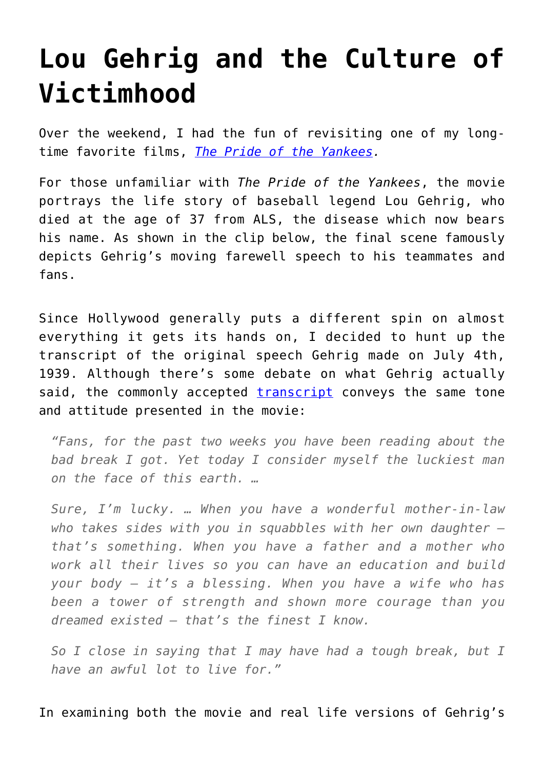# Lou Gehrig and the Culture of Victimhood

Over the weekend, I had the fun of revisiting one of my long-time favorite films, *The Pride of the Yankees.*

For those unfamiliar with *The Pride of the Yankees*, the movie portrays the life story of baseball legend Lou Gehrig, who died at the age of 37 from ALS, the disease which now bears his name. As shown in the clip below, the final scene famously depicts Gehrig's moving farewell speech to his teammates and fans.

Since Hollywood generally puts a different spin on almost everything it gets its hands on, I decided to hunt up the transcript of the original speech Gehrig made on July 4th, 1939. Although there's some debate on what Gehrig actually said, the commonly accepted transcript conveys the same tone and attitude presented in the movie:

> *"Fans, for the past two weeks you have been reading about the bad break I got. Yet today I consider myself the luckiest man on the face of this earth. …*
>
> *Sure, I'm lucky. … When you have a wonderful mother-in-law who takes sides with you in squabbles with her own daughter – that's something. When you have a father and a mother who work all their lives so you can have an education and build your body – it's a blessing. When you have a wife who has been a tower of strength and shown more courage than you dreamed existed – that's the finest I know.*
>
> *So I close in saying that I may have had a tough break, but I have an awful lot to live for."*

In examining both the movie and real life versions of Gehrig's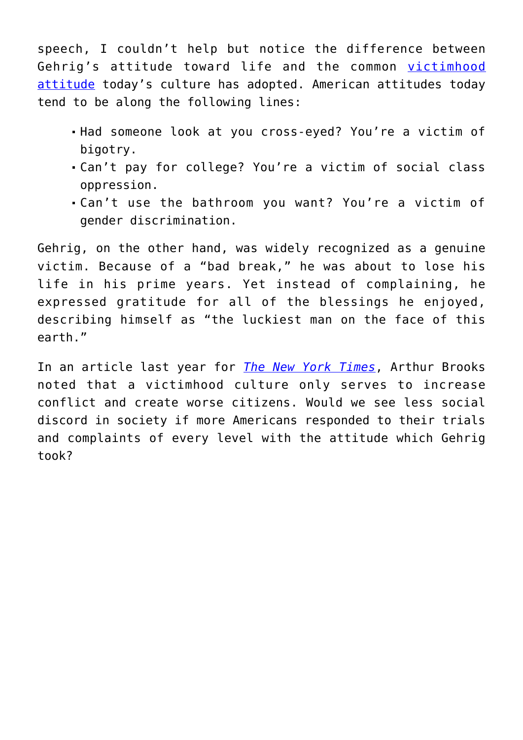speech, I couldn't help but notice the difference between Gehrig's attitude toward life and the common [victimhood attitude](#) today's culture has adopted. American attitudes today tend to be along the following lines:

- Had someone look at you cross-eyed? You're a victim of bigotry.
- Can't pay for college? You're a victim of social class oppression.
- Can't use the bathroom you want? You're a victim of gender discrimination.

Gehrig, on the other hand, was widely recognized as a genuine victim. Because of a "bad break," he was about to lose his life in his prime years. Yet instead of complaining, he expressed gratitude for all of the blessings he enjoyed, describing himself as "the luckiest man on the face of this earth."

In an article last year for [*The New York Times*](#), Arthur Brooks noted that a victimhood culture only serves to increase conflict and create worse citizens. Would we see less social discord in society if more Americans responded to their trials and complaints of every level with the attitude which Gehrig took?